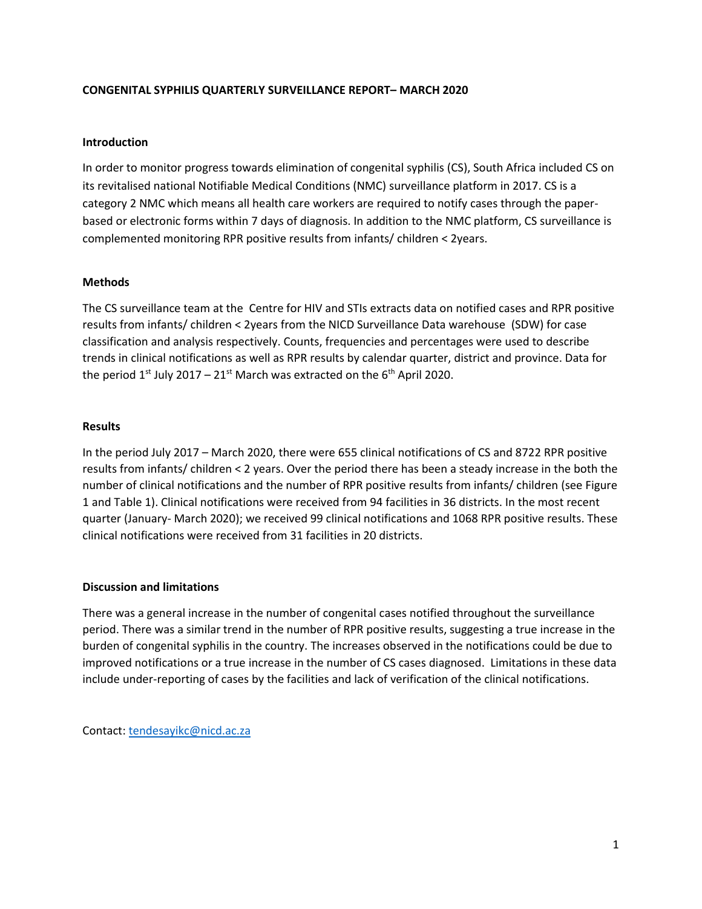# CONGENITAL SYPHILIS QUARTERLY SURVEILLANCE REPORT– MARCH 2020

## Introduction

In order to monitor progress towards elimination of congenital syphilis (CS), South Africa included CS on its revitalised national Notifiable Medical Conditions (NMC) surveillance platform in 2017. CS is a category 2 NMC which means all health care workers are required to notify cases through the paper-based or electronic forms within 7 days of diagnosis. In addition to the NMC platform, CS surveillance is complemented monitoring RPR positive results from infants/ children < 2years.

## Methods

The CS surveillance team at the Centre for HIV and STIs extracts data on notified cases and RPR positive results from infants/ children < 2years from the NICD Surveillance Data warehouse (SDW) for case classification and analysis respectively. Counts, frequencies and percentages were used to describe trends in clinical notifications as well as RPR results by calendar quarter, district and province. Data for the period 1st July 2017 – 21st March was extracted on the 6th April 2020.

## Results

In the period July 2017 – March 2020, there were 655 clinical notifications of CS and 8722 RPR positive results from infants/ children < 2 years. Over the period there has been a steady increase in the both the number of clinical notifications and the number of RPR positive results from infants/ children (see Figure 1 and Table 1). Clinical notifications were received from 94 facilities in 36 districts. In the most recent quarter (January- March 2020); we received 99 clinical notifications and 1068 RPR positive results. These clinical notifications were received from 31 facilities in 20 districts.

## Discussion and limitations

There was a general increase in the number of congenital cases notified throughout the surveillance period. There was a similar trend in the number of RPR positive results, suggesting a true increase in the burden of congenital syphilis in the country. The increases observed in the notifications could be due to improved notifications or a true increase in the number of CS cases diagnosed. Limitations in these data include under-reporting of cases by the facilities and lack of verification of the clinical notifications.

Contact: tendesayikc@nicd.ac.za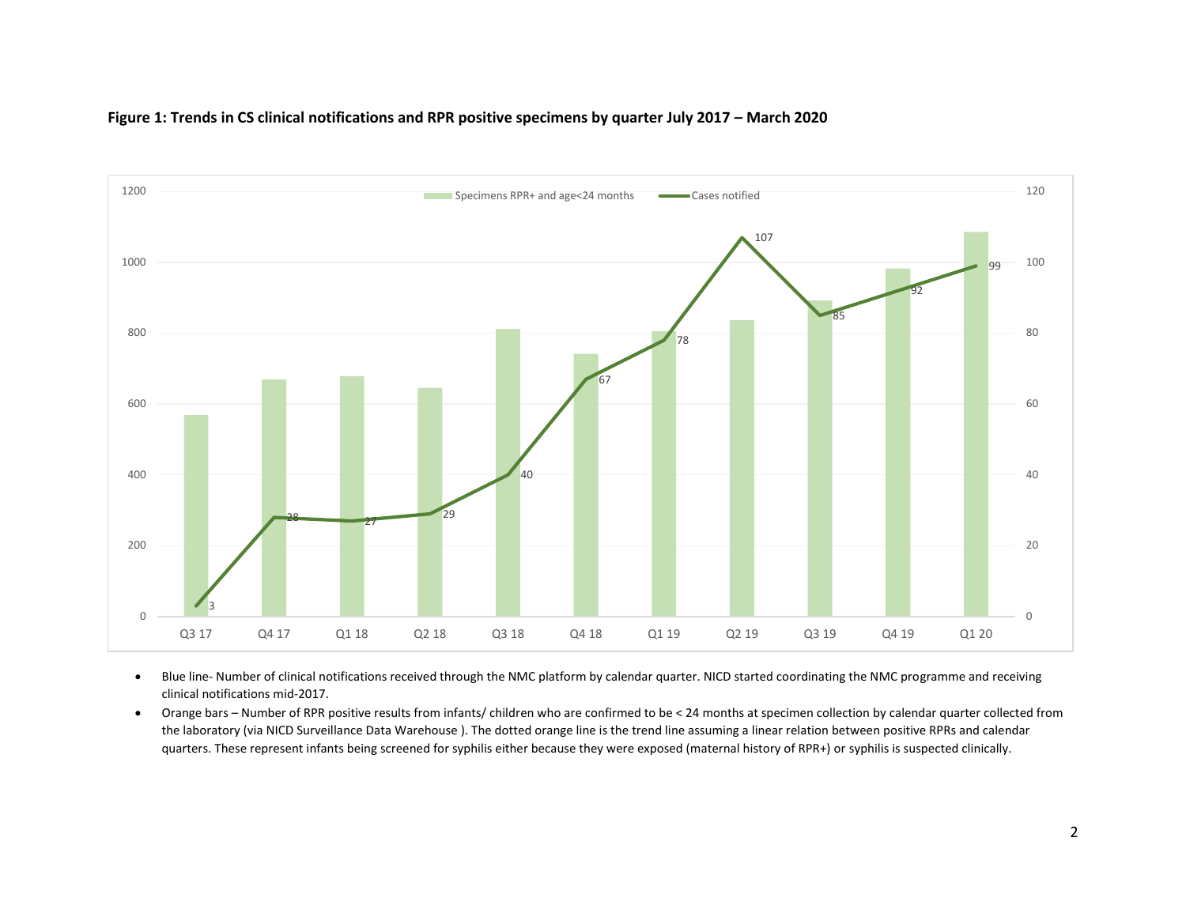**Figure 1: Trends in CS clinical notifications and RPR positive specimens by quarter July 2017 – March 2020**

- Blue line- Number of clinical notifications received through the NMC platform by calendar quarter. NICD started coordinating the NMC programme and receiving clinical notifications mid-2017.
- Orange bars – Number of RPR positive results from infants/ children who are confirmed to be < 24 months at specimen collection by calendar quarter collected from the laboratory (via NICD Surveillance Data Warehouse ). The dotted orange line is the trend line assuming a linear relation between positive RPRs and calendar quarters. These represent infants being screened for syphilis either because they were exposed (maternal history of RPR+) or syphilis is suspected clinically.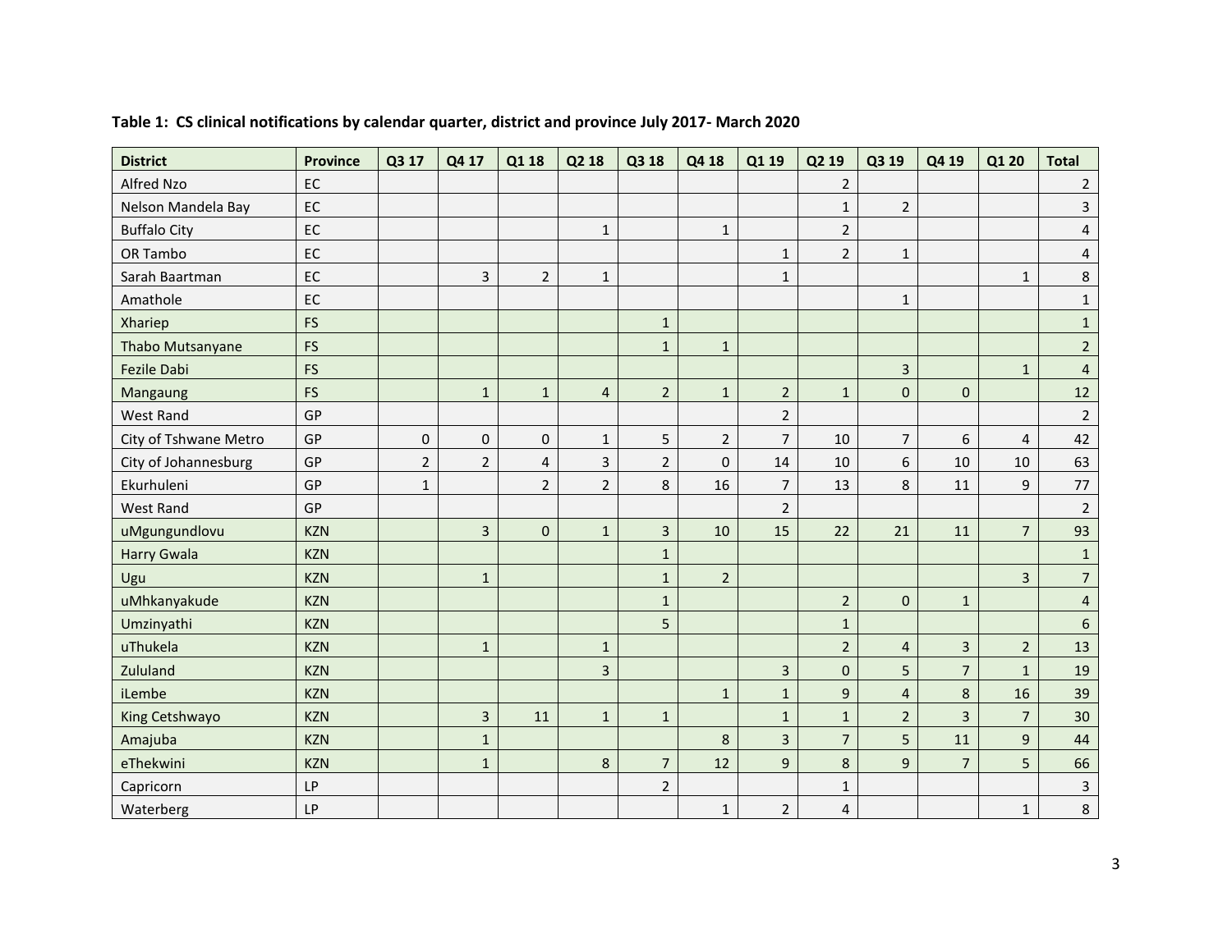**Table 1: CS clinical notifications by calendar quarter, district and province July 2017- March 2020**

| District | Province | Q3 17 | Q4 17 | Q1 18 | Q2 18 | Q3 18 | Q4 18 | Q1 19 | Q2 19 | Q3 19 | Q4 19 | Q1 20 | Total |
|---|---|---|---|---|---|---|---|---|---|---|---|---|---|
| Alfred Nzo | EC | | | | | | | | 2 | | | | 2 |
| Nelson Mandela Bay | EC | | | | | | | | 1 | 2 | | | 3 |
| Buffalo City | EC | | | | 1 | | 1 | | 2 | | | | 4 |
| OR Tambo | EC | | | | | | | 1 | 2 | 1 | | | 4 |
| Sarah Baartman | EC | | 3 | 2 | 1 | | | 1 | | | | 1 | 8 |
| Amathole | EC | | | | | | | | | 1 | | | 1 |
| Xhariep | FS | | | | | 1 | | | | | | | 1 |
| Thabo Mutsanyane | FS | | | | | 1 | 1 | | | | | | 2 |
| Fezile Dabi | FS | | | | | | | | | 3 | | 1 | 4 |
| Mangaung | FS | | 1 | 1 | 4 | 2 | 1 | 2 | 1 | 0 | 0 | | 12 |
| West Rand | GP | | | | | | | 2 | | | | | 2 |
| City of Tshwane Metro | GP | 0 | 0 | 0 | 1 | 5 | 2 | 7 | 10 | 7 | 6 | 4 | 42 |
| City of Johannesburg | GP | 2 | 2 | 4 | 3 | 2 | 0 | 14 | 10 | 6 | 10 | 10 | 63 |
| Ekurhuleni | GP | 1 | | 2 | 2 | 8 | 16 | 7 | 13 | 8 | 11 | 9 | 77 |
| West Rand | GP | | | | | | | 2 | | | | | 2 |
| uMgungundlovu | KZN | | 3 | 0 | 1 | 3 | 10 | 15 | 22 | 21 | 11 | 7 | 93 |
| Harry Gwala | KZN | | | | | 1 | | | | | | | 1 |
| Ugu | KZN | | 1 | | | 1 | 2 | | | | | 3 | 7 |
| uMhkanyakude | KZN | | | | | 1 | | | 2 | 0 | 1 | | 4 |
| Umzinyathi | KZN | | | | | 5 | | | 1 | | | | 6 |
| uThukela | KZN | | 1 | | 1 | | | | 2 | 4 | 3 | 2 | 13 |
| Zululand | KZN | | | | 3 | | | 3 | 0 | 5 | 7 | 1 | 19 |
| iLembe | KZN | | | | | | 1 | 1 | 9 | 4 | 8 | 16 | 39 |
| King Cetshwayo | KZN | | 3 | 11 | 1 | 1 | | 1 | 1 | 2 | 3 | 7 | 30 |
| Amajuba | KZN | | 1 | | | | 8 | 3 | 7 | 5 | 11 | 9 | 44 |
| eThekwini | KZN | | 1 | | 8 | 7 | 12 | 9 | 8 | 9 | 7 | 5 | 66 |
| Capricorn | LP | | | | | 2 | | | 1 | | | | 3 |
| Waterberg | LP | | | | | | 1 | 2 | 4 | | | 1 | 8 |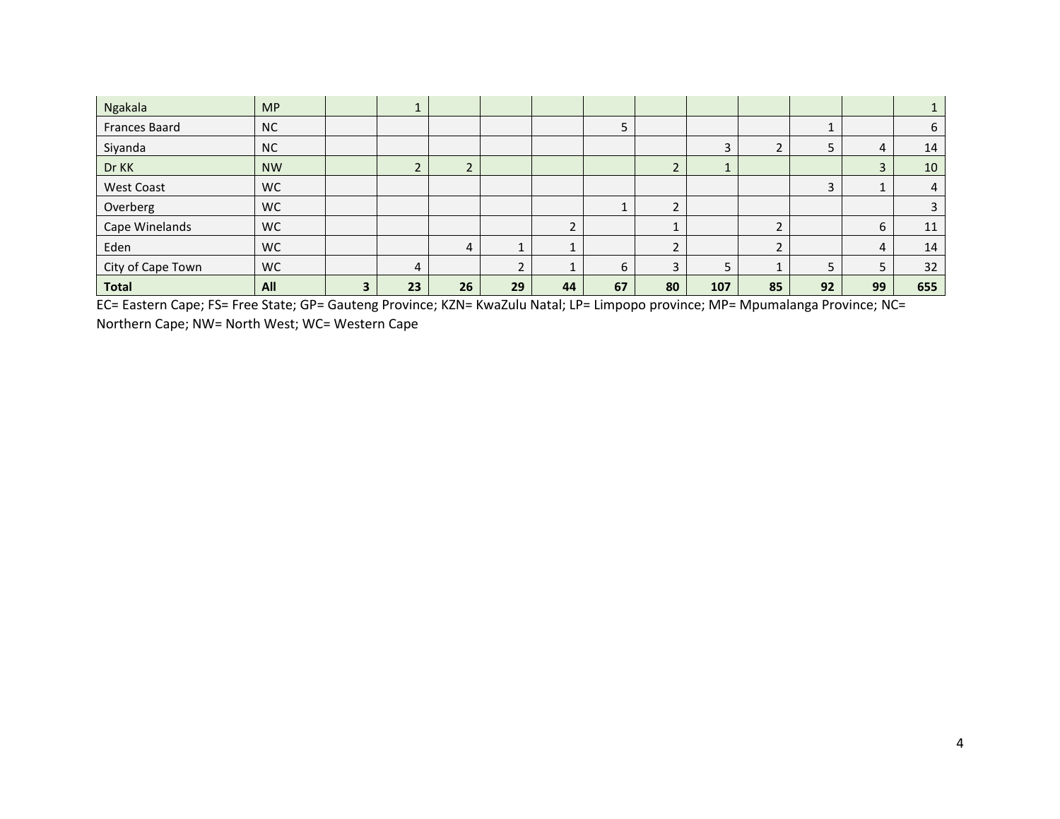| | | | | | | | | | | | | | |
|---|---|---|---|---|---|---|---|---|---|---|---|---|---|
| Ngakala | MP | | 1 | | | | | | | | | | 1 |
| Frances Baard | NC | | | | | | 5 | | | | 1 | | 6 |
| Siyanda | NC | | | | | | | | 3 | 2 | 5 | 4 | 14 |
| Dr KK | NW | | 2 | 2 | | | | 2 | 1 | | | 3 | 10 |
| West Coast | WC | | | | | | | | | | 3 | 1 | 4 |
| Overberg | WC | | | | | | 1 | 2 | | | | | 3 |
| Cape Winelands | WC | | | | | 2 | | 1 | | 2 | | 6 | 11 |
| Eden | WC | | | 4 | 1 | 1 | | 2 | | 2 | | 4 | 14 |
| City of Cape Town | WC | | 4 | | 2 | 1 | 6 | 3 | 5 | 1 | 5 | 5 | 32 |
| **Total** | **All** | **3** | **23** | **26** | **29** | **44** | **67** | **80** | **107** | **85** | **92** | **99** | **655** |

EC= Eastern Cape; FS= Free State; GP= Gauteng Province; KZN= KwaZulu Natal; LP= Limpopo province; MP= Mpumalanga Province; NC= Northern Cape; NW= North West; WC= Western Cape